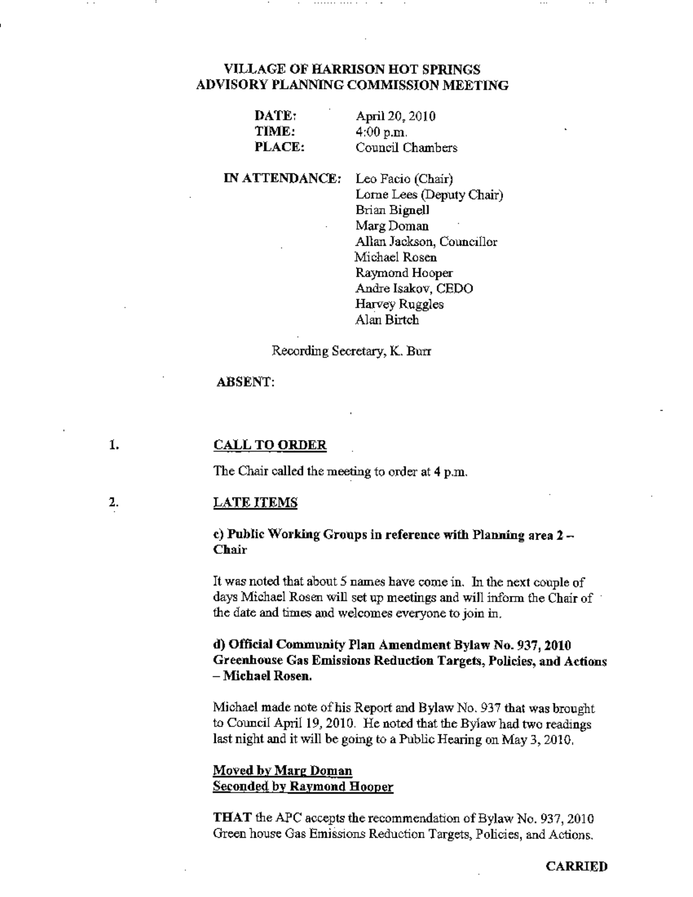# VILLAGE OF HARRISON HOT SPRINGS
## ADVISORY PLANNING COMMISSION MEETING

**DATE:** April 20, 2010
**TIME:** 4:00 p.m.
**PLACE:** Council Chambers

**IN ATTENDANCE:**
Leo Facio (Chair)
Lorne Lees (Deputy Chair)
Brian Bignell
Marg Doman
Allan Jackson, Councillor
Michael Rosen
Raymond Hooper
Andre Isakov, CEDO
Harvey Ruggles
Alan Birtch

Recording Secretary, K. Burr

**ABSENT:**

1. **CALL TO ORDER**

The Chair called the meeting to order at 4 p.m.

2. **LATE ITEMS**

**c) Public Working Groups in reference with Planning area 2 – Chair**

It was noted that about 5 names have come in. In the next couple of days Michael Rosen will set up meetings and will inform the Chair of the date and times and welcomes everyone to join in.

**d) Official Community Plan Amendment Bylaw No. 937, 2010 Greenhouse Gas Emissions Reduction Targets, Policies, and Actions – Michael Rosen.**

Michael made note of his Report and Bylaw No. 937 that was brought to Council April 19, 2010. He noted that the Bylaw had two readings last night and it will be going to a Public Hearing on May 3, 2010.

**Moved by Marg Doman**
**Seconded by Raymond Hooper**

**THAT** the APC accepts the recommendation of Bylaw No. 937, 2010 Green house Gas Emissions Reduction Targets, Policies, and Actions.

**CARRIED**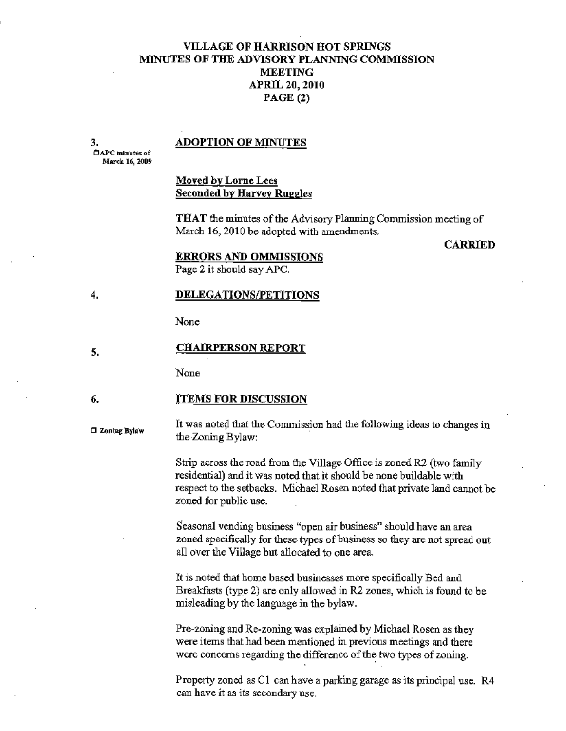# VILLAGE OF HARRISON HOT SPRINGS
# MINUTES OF THE ADVISORY PLANNING COMMISSION MEETING
## APRIL 20, 2010
## PAGE (2)

**3. ADOPTION OF MINUTES**

☐APC minutes of March 16, 2009

**Moved by Lorne Lees**
**Seconded by Harvey Ruggles**

**THAT** the minutes of the Advisory Planning Commission meeting of March 16, 2010 be adopted with amendments.

**CARRIED**

**ERRORS AND OMMISSIONS**

Page 2 it should say APC.

**4. DELEGATIONS/PETITIONS**

None

**5. CHAIRPERSON REPORT**

None

**6. ITEMS FOR DISCUSSION**

☐ Zoning Bylaw

It was noted that the Commission had the following ideas to changes in the Zoning Bylaw:

Strip across the road from the Village Office is zoned R2 (two family residential) and it was noted that it should be none buildable with respect to the setbacks. Michael Rosen noted that private land cannot be zoned for public use.

Seasonal vending business "open air business" should have an area zoned specifically for these types of business so they are not spread out all over the Village but allocated to one area.

It is noted that home based businesses more specifically Bed and Breakfasts (type 2) are only allowed in R2 zones, which is found to be misleading by the language in the bylaw.

Pre-zoning and Re-zoning was explained by Michael Rosen as they were items that had been mentioned in previous meetings and there were concerns regarding the difference of the two types of zoning.

Property zoned as C1 can have a parking garage as its principal use. R4 can have it as its secondary use.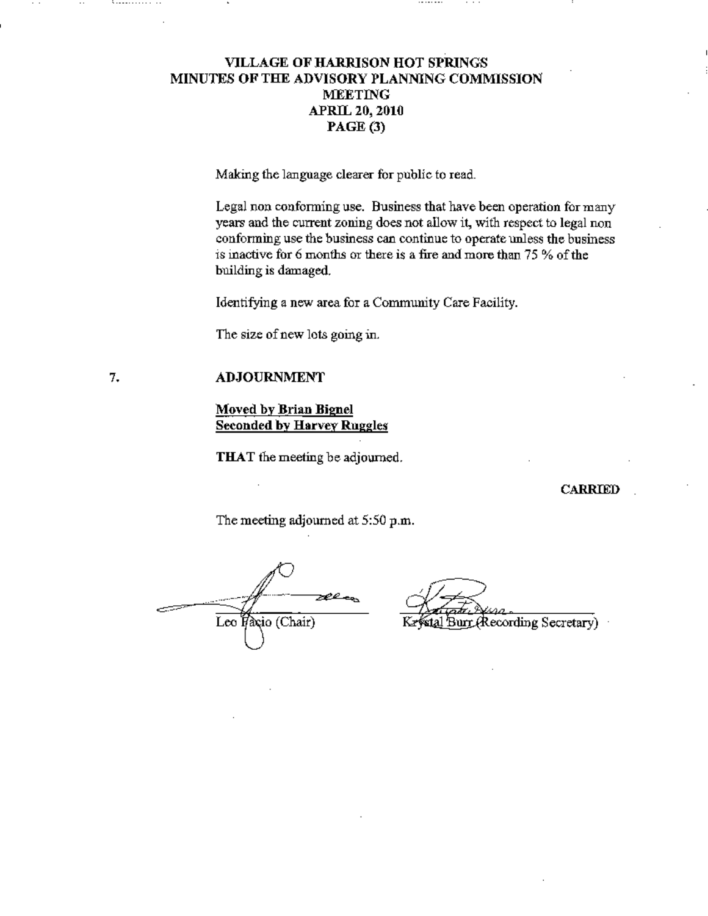Making the language clearer for public to read.

Legal non conforming use. Business that have been operation for many years and the current zoning does not allow it, with respect to legal non conforming use the business can continue to operate unless the business is inactive for 6 months or there is a fire and more than 75 % of the building is damaged.

Identifying a new area for a Community Care Facility.

The size of new lots going in.

7. **ADJOURNMENT**

**Moved by Brian Bignel**
**Seconded by Harvey Ruggles**

**THAT** the meeting be adjourned.

**CARRIED**

The meeting adjourned at 5:50 p.m.

Leo Facio (Chair)

Krystal Burr (Recording Secretary)